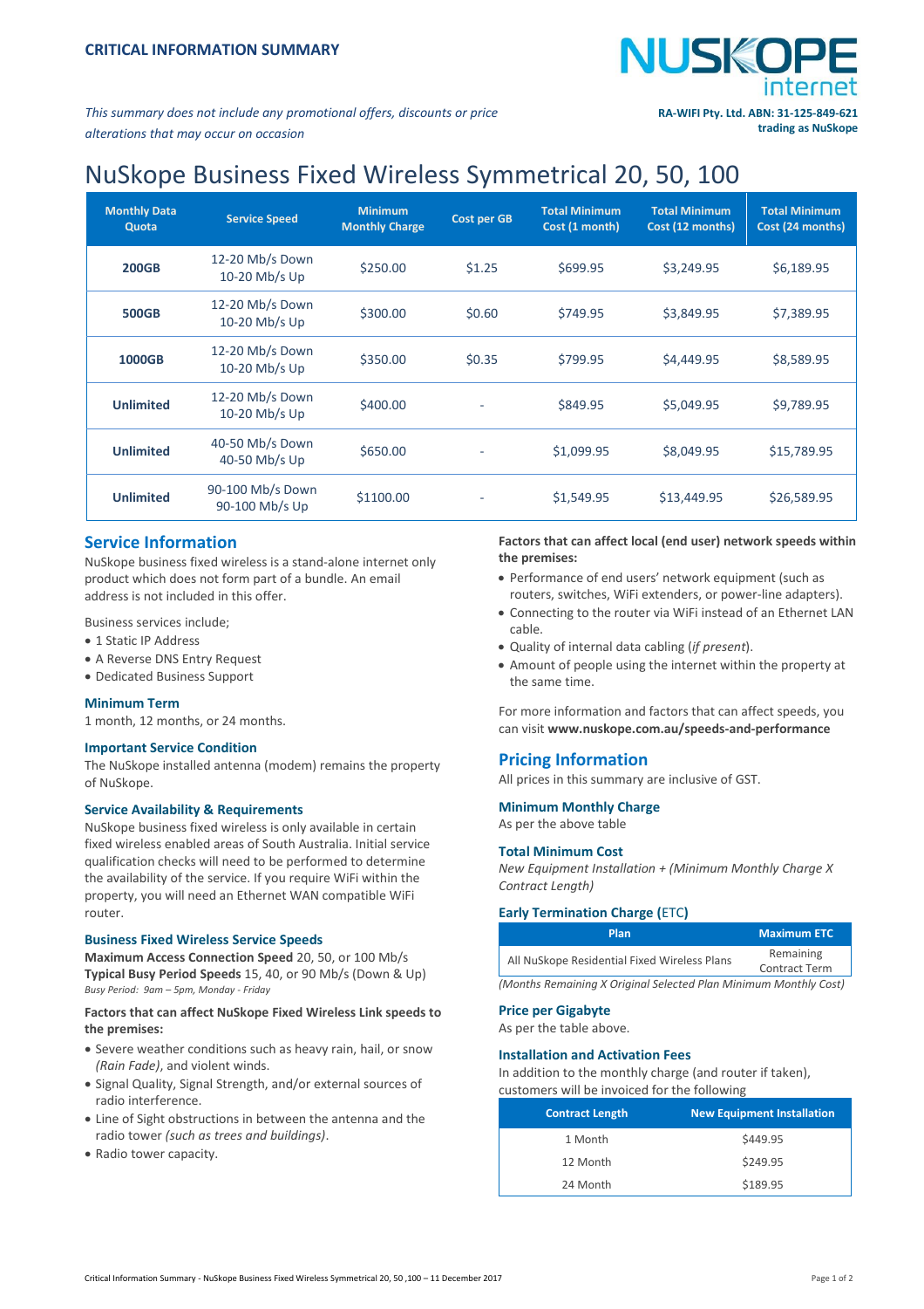## CRITICAL INFORMATION SUMMARY

*This summary does not include any promotional offers, discounts or price alterations that may occur on occasion*

**RA-WIFI Pty. Ltd. ABN: 31-125-849-621 trading as NuSkope**

# NuSkope Business Fixed Wireless Symmetrical 20, 50, 100

| Monthly Data Quota | Service Speed | Minimum Monthly Charge | Cost per GB | Total Minimum Cost (1 month) | Total Minimum Cost (12 months) | Total Minimum Cost (24 months) |
|---|---|---|---|---|---|---|
| **200GB** | 12-20 Mb/s Down 10-20 Mb/s Up | $250.00 | $1.25 | $699.95 | $3,249.95 | $6,189.95 |
| **500GB** | 12-20 Mb/s Down 10-20 Mb/s Up | $300.00 | $0.60 | $749.95 | $3,849.95 | $7,389.95 |
| **1000GB** | 12-20 Mb/s Down 10-20 Mb/s Up | $350.00 | $0.35 | $799.95 | $4,449.95 | $8,589.95 |
| **Unlimited** | 12-20 Mb/s Down 10-20 Mb/s Up | $400.00 | - | $849.95 | $5,049.95 | $9,789.95 |
| **Unlimited** | 40-50 Mb/s Down 40-50 Mb/s Up | $650.00 | - | $1,099.95 | $8,049.95 | $15,789.95 |
| **Unlimited** | 90-100 Mb/s Down 90-100 Mb/s Up | $1100.00 | - | $1,549.95 | $13,449.95 | $26,589.95 |

## Service Information

NuSkope business fixed wireless is a stand-alone internet only product which does not form part of a bundle. An email address is not included in this offer.

Business services include;

- 1 Static IP Address
- A Reverse DNS Entry Request
- Dedicated Business Support

### Minimum Term

1 month, 12 months, or 24 months.

### Important Service Condition

The NuSkope installed antenna (modem) remains the property of NuSkope.

### Service Availability & Requirements

NuSkope business fixed wireless is only available in certain fixed wireless enabled areas of South Australia. Initial service qualification checks will need to be performed to determine the availability of the service. If you require WiFi within the property, you will need an Ethernet WAN compatible WiFi router.

### Business Fixed Wireless Service Speeds

**Maximum Access Connection Speed** 20, 50, or 100 Mb/s
**Typical Busy Period Speeds** 15, 40, or 90 Mb/s (Down & Up)
*Busy Period: 9am – 5pm, Monday - Friday*

**Factors that can affect NuSkope Fixed Wireless Link speeds to the premises:**

- Severe weather conditions such as heavy rain, hail, or snow *(Rain Fade)*, and violent winds.
- Signal Quality, Signal Strength, and/or external sources of radio interference.
- Line of Sight obstructions in between the antenna and the radio tower *(such as trees and buildings)*.
- Radio tower capacity.

**Factors that can affect local (end user) network speeds within the premises:**

- Performance of end users' network equipment (such as routers, switches, WiFi extenders, or power-line adapters).
- Connecting to the router via WiFi instead of an Ethernet LAN cable.
- Quality of internal data cabling (*if present*).
- Amount of people using the internet within the property at the same time.

For more information and factors that can affect speeds, you can visit **www.nuskope.com.au/speeds-and-performance**

## Pricing Information

All prices in this summary are inclusive of GST.

### Minimum Monthly Charge

As per the above table

### Total Minimum Cost

*New Equipment Installation + (Minimum Monthly Charge X Contract Length)*

### Early Termination Charge (ETC)

| Plan | Maximum ETC |
|---|---|
| All NuSkope Residential Fixed Wireless Plans | Remaining Contract Term |

*(Months Remaining X Original Selected Plan Minimum Monthly Cost)*

### Price per Gigabyte

As per the table above.

### Installation and Activation Fees

In addition to the monthly charge (and router if taken), customers will be invoiced for the following

| Contract Length | New Equipment Installation |
|---|---|
| 1 Month | $449.95 |
| 12 Month | $249.95 |
| 24 Month | $189.95 |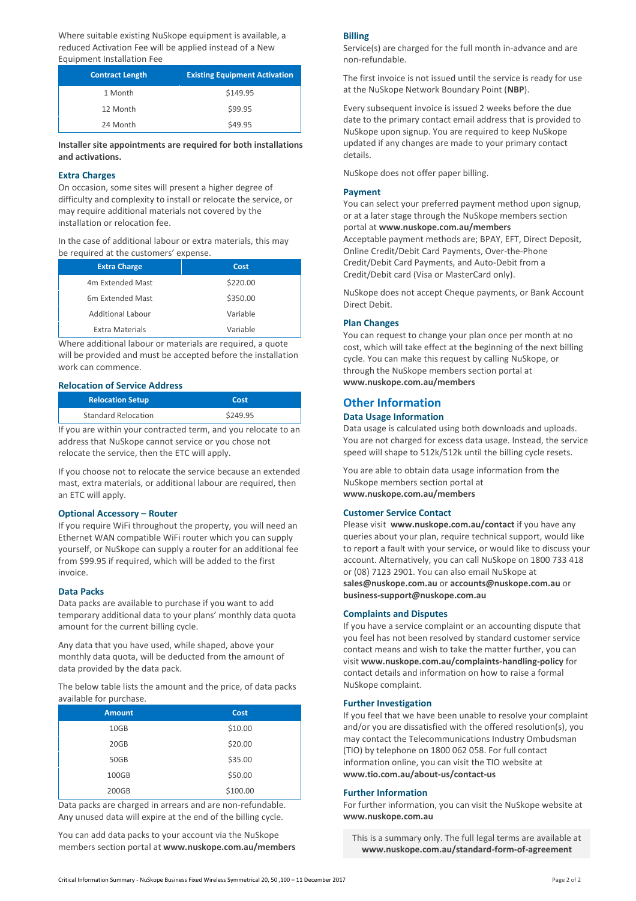Where suitable existing NuSkope equipment is available, a reduced Activation Fee will be applied instead of a New Equipment Installation Fee

| Contract Length | Existing Equipment Activation |
|---|---|
| 1 Month | $149.95 |
| 12 Month | $99.95 |
| 24 Month | $49.95 |

**Installer site appointments are required for both installations and activations.**

### Extra Charges

On occasion, some sites will present a higher degree of difficulty and complexity to install or relocate the service, or may require additional materials not covered by the installation or relocation fee.

In the case of additional labour or extra materials, this may be required at the customers' expense.

| Extra Charge | Cost |
|---|---|
| 4m Extended Mast | $220.00 |
| 6m Extended Mast | $350.00 |
| Additional Labour | Variable |
| Extra Materials | Variable |

Where additional labour or materials are required, a quote will be provided and must be accepted before the installation work can commence.

### Relocation of Service Address

| Relocation Setup | Cost |
|---|---|
| Standard Relocation | $249.95 |

If you are within your contracted term, and you relocate to an address that NuSkope cannot service or you chose not relocate the service, then the ETC will apply.

If you choose not to relocate the service because an extended mast, extra materials, or additional labour are required, then an ETC will apply.

### Optional Accessory – Router

If you require WiFi throughout the property, you will need an Ethernet WAN compatible WiFi router which you can supply yourself, or NuSkope can supply a router for an additional fee from $99.95 if required, which will be added to the first invoice.

### Data Packs

Data packs are available to purchase if you want to add temporary additional data to your plans' monthly data quota amount for the current billing cycle.

Any data that you have used, while shaped, above your monthly data quota, will be deducted from the amount of data provided by the data pack.

The below table lists the amount and the price, of data packs available for purchase.

| Amount | Cost |
|---|---|
| 10GB | $10.00 |
| 20GB | $20.00 |
| 50GB | $35.00 |
| 100GB | $50.00 |
| 200GB | $100.00 |

Data packs are charged in arrears and are non-refundable. Any unused data will expire at the end of the billing cycle.

You can add data packs to your account via the NuSkope members section portal at **www.nuskope.com.au/members**

### Billing

Service(s) are charged for the full month in-advance and are non-refundable.

The first invoice is not issued until the service is ready for use at the NuSkope Network Boundary Point (**NBP**).

Every subsequent invoice is issued 2 weeks before the due date to the primary contact email address that is provided to NuSkope upon signup. You are required to keep NuSkope updated if any changes are made to your primary contact details.

NuSkope does not offer paper billing.

### Payment

You can select your preferred payment method upon signup, or at a later stage through the NuSkope members section portal at **www.nuskope.com.au/members**
Acceptable payment methods are; BPAY, EFT, Direct Deposit, Online Credit/Debit Card Payments, Over-the-Phone Credit/Debit Card Payments, and Auto-Debit from a Credit/Debit card (Visa or MasterCard only).

NuSkope does not accept Cheque payments, or Bank Account Direct Debit.

### Plan Changes

You can request to change your plan once per month at no cost, which will take effect at the beginning of the next billing cycle. You can make this request by calling NuSkope, or through the NuSkope members section portal at **www.nuskope.com.au/members**

## Other Information

### Data Usage Information

Data usage is calculated using both downloads and uploads. You are not charged for excess data usage. Instead, the service speed will shape to 512k/512k until the billing cycle resets.

You are able to obtain data usage information from the NuSkope members section portal at **www.nuskope.com.au/members**

### Customer Service Contact

Please visit **www.nuskope.com.au/contact** if you have any queries about your plan, require technical support, would like to report a fault with your service, or would like to discuss your account. Alternatively, you can call NuSkope on 1800 733 418 or (08) 7123 2901. You can also email NuSkope at **sales@nuskope.com.au** or **accounts@nuskope.com.au** or **business-support@nuskope.com.au**

### Complaints and Disputes

If you have a service complaint or an accounting dispute that you feel has not been resolved by standard customer service contact means and wish to take the matter further, you can visit **www.nuskope.com.au/complaints-handling-policy** for contact details and information on how to raise a formal NuSkope complaint.

### Further Investigation

If you feel that we have been unable to resolve your complaint and/or you are dissatisfied with the offered resolution(s), you may contact the Telecommunications Industry Ombudsman (TIO) by telephone on 1800 062 058. For full contact information online, you can visit the TIO website at **www.tio.com.au/about-us/contact-us**

### Further Information

For further information, you can visit the NuSkope website at **www.nuskope.com.au**

This is a summary only. The full legal terms are available at **www.nuskope.com.au/standard-form-of-agreement**